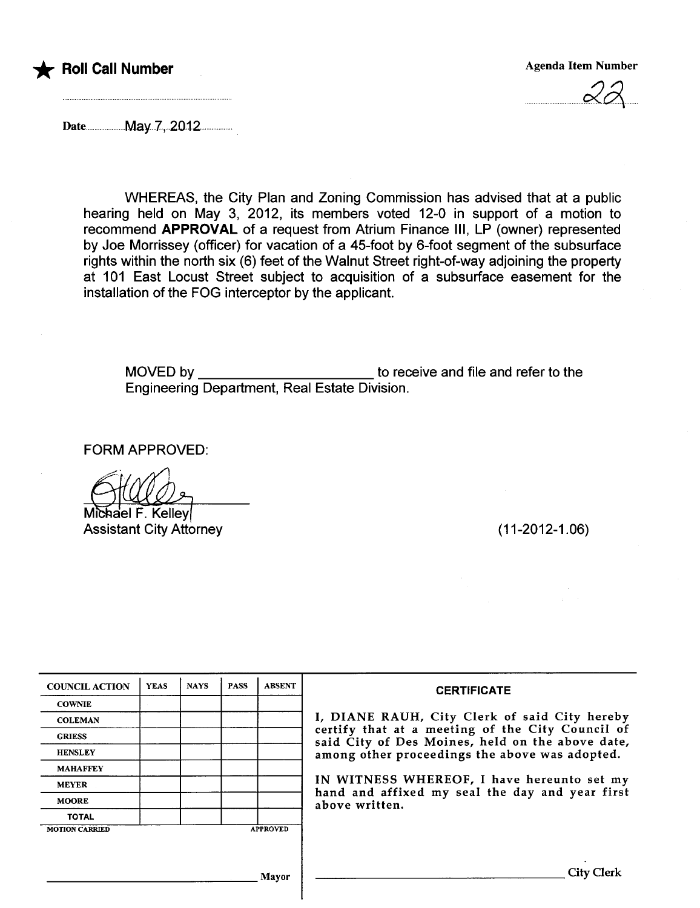★ **Roll Call Number**

Agenda Item Number

22

Date May 7, 2012

WHEREAS, the City Plan and Zoning Commission has advised that at a public hearing held on May 3, 2012, its members voted 12-0 in support of a motion to recommend **APPROVAL** of a request from Atrium Finance III, LP (owner) represented by Joe Morrissey (officer) for vacation of a 45-foot by 6-foot segment of the subsurface rights within the north six (6) feet of the Walnut Street right-of-way adjoining the property at 101 East Locust Street subject to acquisition of a subsurface easement for the installation of the FOG interceptor by the applicant.

MOVED by ______________________ to receive and file and refer to the Engineering Department, Real Estate Division.

FORM APPROVED:

Michael F. Kelley
Assistant City Attorney

(11-2012-1.06)

| COUNCIL ACTION | YEAS | NAYS | PASS | ABSENT |
| --- | --- | --- | --- | --- |
| COWNIE | | | | |
| COLEMAN | | | | |
| GRIESS | | | | |
| HENSLEY | | | | |
| MAHAFFEY | | | | |
| MEYER | | | | |
| MOORE | | | | |
| TOTAL | | | | |

MOTION CARRIED APPROVED

______________________ Mayor

**CERTIFICATE**

I, DIANE RAUH, City Clerk of said City hereby certify that at a meeting of the City Council of said City of Des Moines, held on the above date, among other proceedings the above was adopted.

IN WITNESS WHEREOF, I have hereunto set my hand and affixed my seal the day and year first above written.

______________________ City Clerk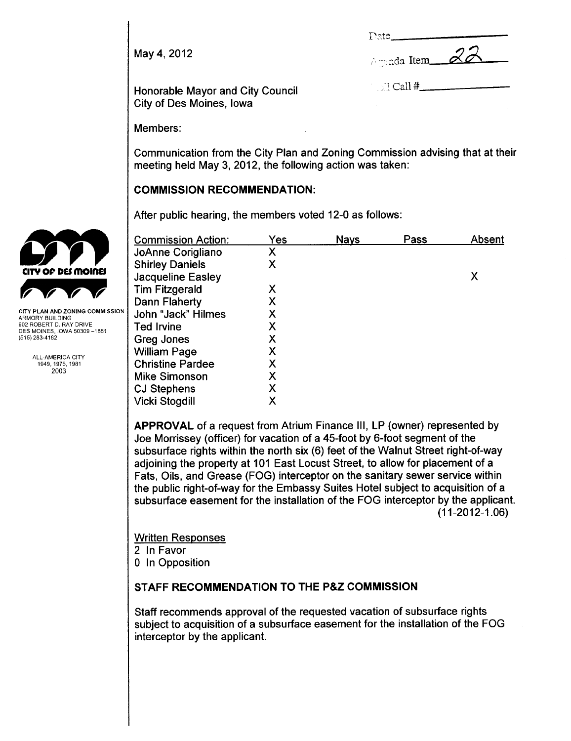May 4, 2012

Date\_\_\_\_\_\_\_\_\_\_\_\_\_\_\_\_

Agenda Item 22

Roll Call #\_\_\_\_\_\_\_\_\_\_\_\_\_\_\_\_

Honorable Mayor and City Council
City of Des Moines, Iowa

CITY PLAN AND ZONING COMMISSION
ARMORY BUILDING
602 ROBERT D. RAY DRIVE
DES MOINES, IOWA 50309-1881
(515) 283-4182

ALL-AMERICA CITY
1949, 1976, 1981
2003

Members:

Communication from the City Plan and Zoning Commission advising that at their meeting held May 3, 2012, the following action was taken:

## COMMISSION RECOMMENDATION:

After public hearing, the members voted 12-0 as follows:

| Commission Action: | Yes | Nays | Pass | Absent |
|---|---|---|---|---|
| JoAnne Corigliano | X | | | |
| Shirley Daniels | X | | | |
| Jacqueline Easley | | | | X |
| Tim Fitzgerald | X | | | |
| Dann Flaherty | X | | | |
| John "Jack" Hilmes | X | | | |
| Ted Irvine | X | | | |
| Greg Jones | X | | | |
| William Page | X | | | |
| Christine Pardee | X | | | |
| Mike Simonson | X | | | |
| CJ Stephens | X | | | |
| Vicki Stogdill | X | | | |

**APPROVAL** of a request from Atrium Finance III, LP (owner) represented by Joe Morrissey (officer) for vacation of a 45-foot by 6-foot segment of the subsurface rights within the north six (6) feet of the Walnut Street right-of-way adjoining the property at 101 East Locust Street, to allow for placement of a Fats, Oils, and Grease (FOG) interceptor on the sanitary sewer service within the public right-of-way for the Embassy Suites Hotel subject to acquisition of a subsurface easement for the installation of the FOG interceptor by the applicant. (11-2012-1.06)

Written Responses
2 In Favor
0 In Opposition

## STAFF RECOMMENDATION TO THE P&Z COMMISSION

Staff recommends approval of the requested vacation of subsurface rights subject to acquisition of a subsurface easement for the installation of the FOG interceptor by the applicant.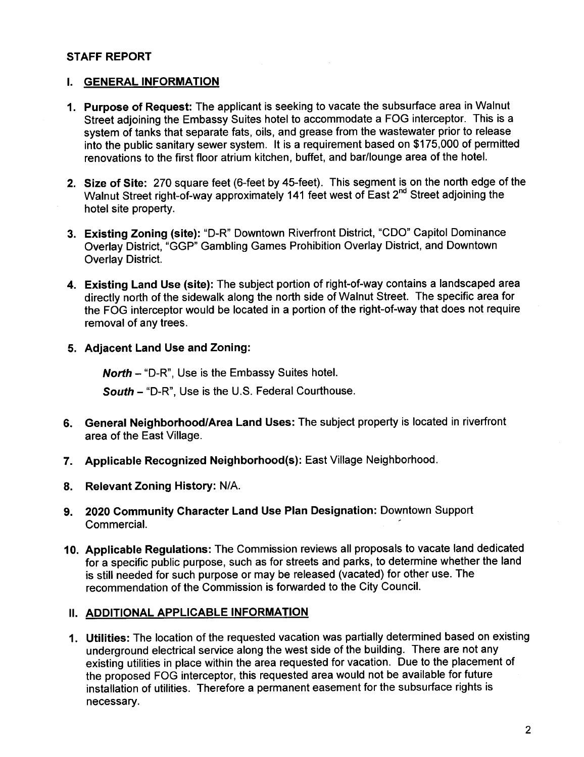## STAFF REPORT

### I. GENERAL INFORMATION

1. **Purpose of Request:** The applicant is seeking to vacate the subsurface area in Walnut Street adjoining the Embassy Suites hotel to accommodate a FOG interceptor. This is a system of tanks that separate fats, oils, and grease from the wastewater prior to release into the public sanitary sewer system. It is a requirement based on $175,000 of permitted renovations to the first floor atrium kitchen, buffet, and bar/lounge area of the hotel.

2. **Size of Site:** 270 square feet (6-feet by 45-feet). This segment is on the north edge of the Walnut Street right-of-way approximately 141 feet west of East 2nd Street adjoining the hotel site property.

3. **Existing Zoning (site):** "D-R" Downtown Riverfront District, "CDO" Capitol Dominance Overlay District, "GGP" Gambling Games Prohibition Overlay District, and Downtown Overlay District.

4. **Existing Land Use (site):** The subject portion of right-of-way contains a landscaped area directly north of the sidewalk along the north side of Walnut Street. The specific area for the FOG interceptor would be located in a portion of the right-of-way that does not require removal of any trees.

5. **Adjacent Land Use and Zoning:**

   ***North*** – "D-R", Use is the Embassy Suites hotel.

   ***South*** – "D-R", Use is the U.S. Federal Courthouse.

6. **General Neighborhood/Area Land Uses:** The subject property is located in riverfront area of the East Village.

7. **Applicable Recognized Neighborhood(s):** East Village Neighborhood.

8. **Relevant Zoning History:** N/A.

9. **2020 Community Character Land Use Plan Designation:** Downtown Support Commercial.

10. **Applicable Regulations:** The Commission reviews all proposals to vacate land dedicated for a specific public purpose, such as for streets and parks, to determine whether the land is still needed for such purpose or may be released (vacated) for other use. The recommendation of the Commission is forwarded to the City Council.

### II. ADDITIONAL APPLICABLE INFORMATION

1. **Utilities:** The location of the requested vacation was partially determined based on existing underground electrical service along the west side of the building. There are not any existing utilities in place within the area requested for vacation. Due to the placement of the proposed FOG interceptor, this requested area would not be available for future installation of utilities. Therefore a permanent easement for the subsurface rights is necessary.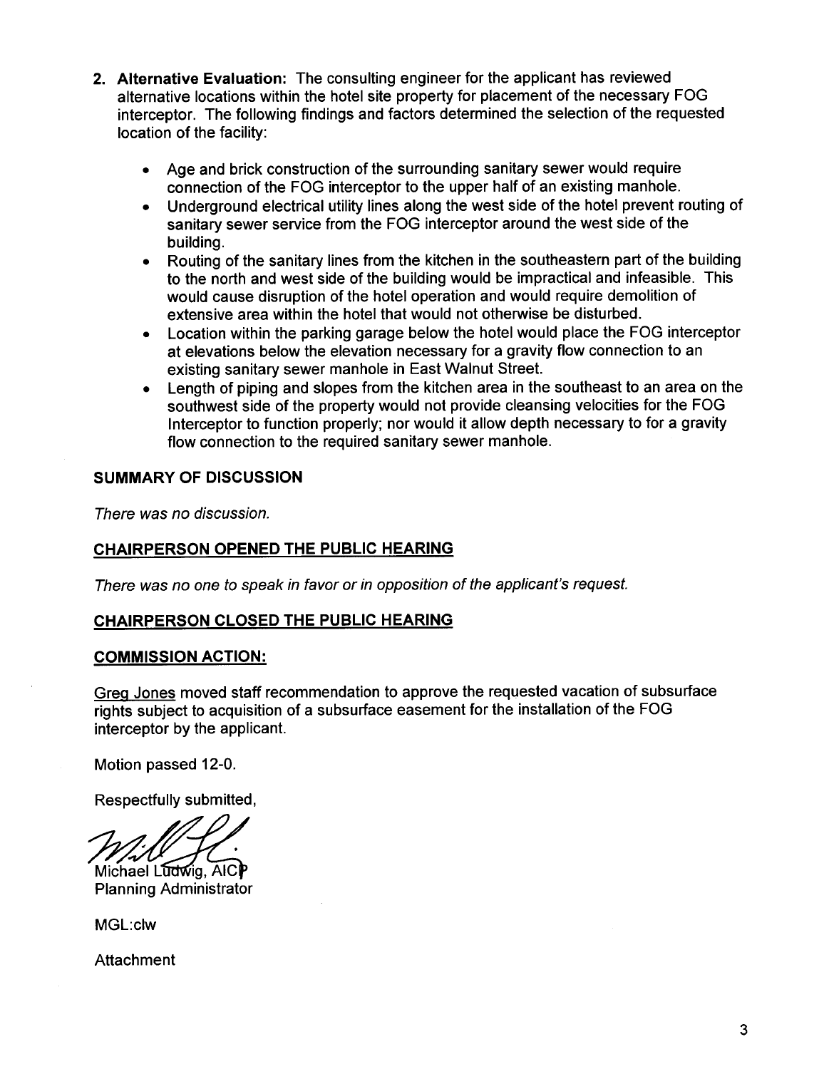2. **Alternative Evaluation:** The consulting engineer for the applicant has reviewed alternative locations within the hotel site property for placement of the necessary FOG interceptor. The following findings and factors determined the selection of the requested location of the facility:

   - Age and brick construction of the surrounding sanitary sewer would require connection of the FOG interceptor to the upper half of an existing manhole.
   - Underground electrical utility lines along the west side of the hotel prevent routing of sanitary sewer service from the FOG interceptor around the west side of the building.
   - Routing of the sanitary lines from the kitchen in the southeastern part of the building to the north and west side of the building would be impractical and infeasible. This would cause disruption of the hotel operation and would require demolition of extensive area within the hotel that would not otherwise be disturbed.
   - Location within the parking garage below the hotel would place the FOG interceptor at elevations below the elevation necessary for a gravity flow connection to an existing sanitary sewer manhole in East Walnut Street.
   - Length of piping and slopes from the kitchen area in the southeast to an area on the southwest side of the property would not provide cleansing velocities for the FOG Interceptor to function properly; nor would it allow depth necessary to for a gravity flow connection to the required sanitary sewer manhole.

**SUMMARY OF DISCUSSION**

*There was no discussion.*

**CHAIRPERSON OPENED THE PUBLIC HEARING**

*There was no one to speak in favor or in opposition of the applicant's request.*

**CHAIRPERSON CLOSED THE PUBLIC HEARING**

**COMMISSION ACTION:**

Greg Jones moved staff recommendation to approve the requested vacation of subsurface rights subject to acquisition of a subsurface easement for the installation of the FOG interceptor by the applicant.

Motion passed 12-0.

Respectfully submitted,

Michael Ludwig, AICP
Planning Administrator

MGL:clw

Attachment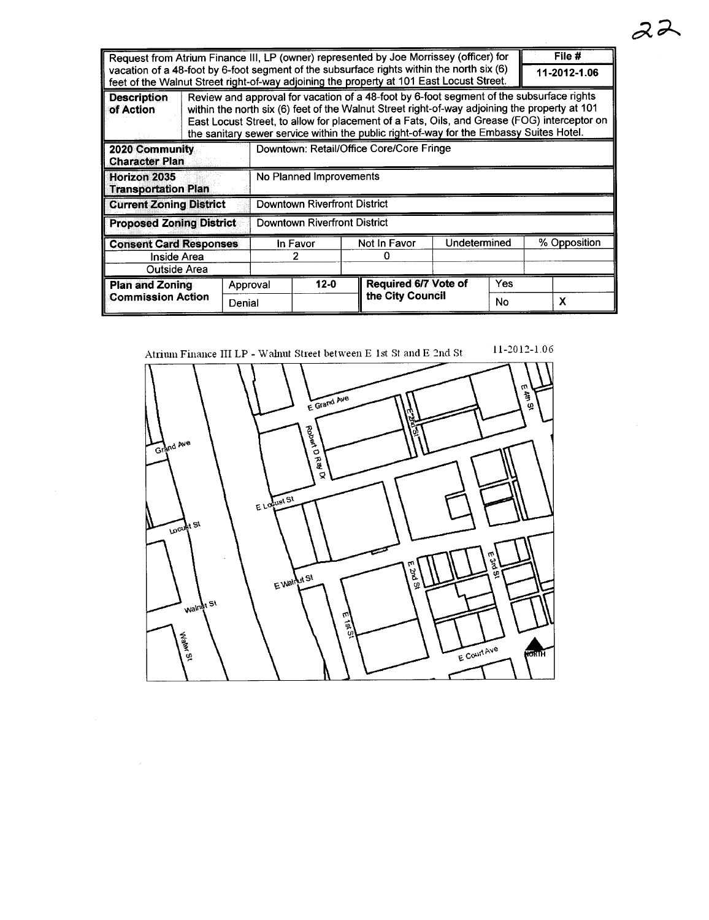22

| Request from Atrium Finance III, LP (owner) represented by Joe Morrissey (officer) for vacation of a 48-foot by 6-foot segment of the subsurface rights within the north six (6) feet of the Walnut Street right-of-way adjoining the property at 101 East Locust Street. | | | | | | | File # 11-2012-1.06 |
|---|---|---|---|---|---|---|---|
| **Description of Action** | Review and approval for vacation of a 48-foot by 6-foot segment of the subsurface rights within the north six (6) feet of the Walnut Street right-of-way adjoining the property at 101 East Locust Street, to allow for placement of a Fats, Oils, and Grease (FOG) interceptor on the sanitary sewer service within the public right-of-way for the Embassy Suites Hotel. | | | | | | |
| **2020 Community Character Plan** | | Downtown: Retail/Office Core/Core Fringe | | | | | |
| **Horizon 2035 Transportation Plan** | | No Planned Improvements | | | | | |
| **Current Zoning District** | | Downtown Riverfront District | | | | | |
| **Proposed Zoning District** | | Downtown Riverfront District | | | | | |
| **Consent Card Responses** | | In Favor | | Not In Favor | | Undetermined | % Opposition |
| Inside Area | | 2 | | 0 | | | |
| Outside Area | | | | | | | |
| **Plan and Zoning Commission Action** | Approval | | 12-0 | **Required 6/7 Vote of the City Council** | Yes | | |
| | Denial | | | | No | | X |

Atrium Finance III LP - Walnut Street between E 1st St and E 2nd St 11-2012-1.06

E Grand Ave, Grand Ave, Robert D Ray Dr, E 2nd St, E 4th St, E Locust St, Locust St, E Walnut St, Walnut St, Water St, E 1st St, E 2nd St, E 3rd St, E Court Ave, NORTH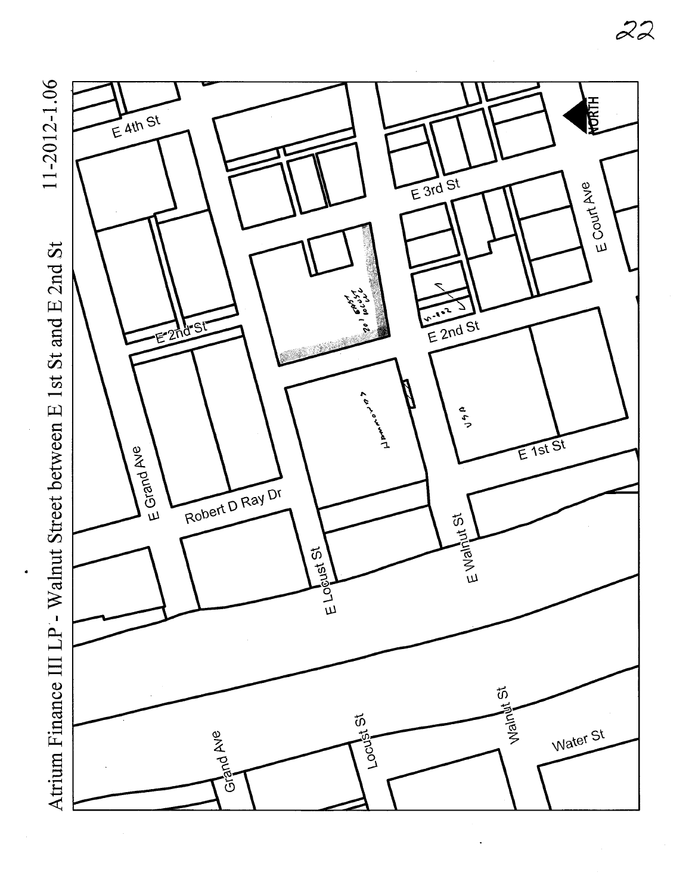Atrium Finance III LP - Walnut Street between E 1st St and E 2nd St

11-2012-1.06

E 4th St

E 3rd St

E Court Ave

E 2nd St

E 2nd St

E Grand Ave

Robert D Ray Dr

E 1st St

E Locust St

E Walnut St

Grand Ave

Locust St

Walnut St

Water St

NORTH

201 East Locust

Hammond

USA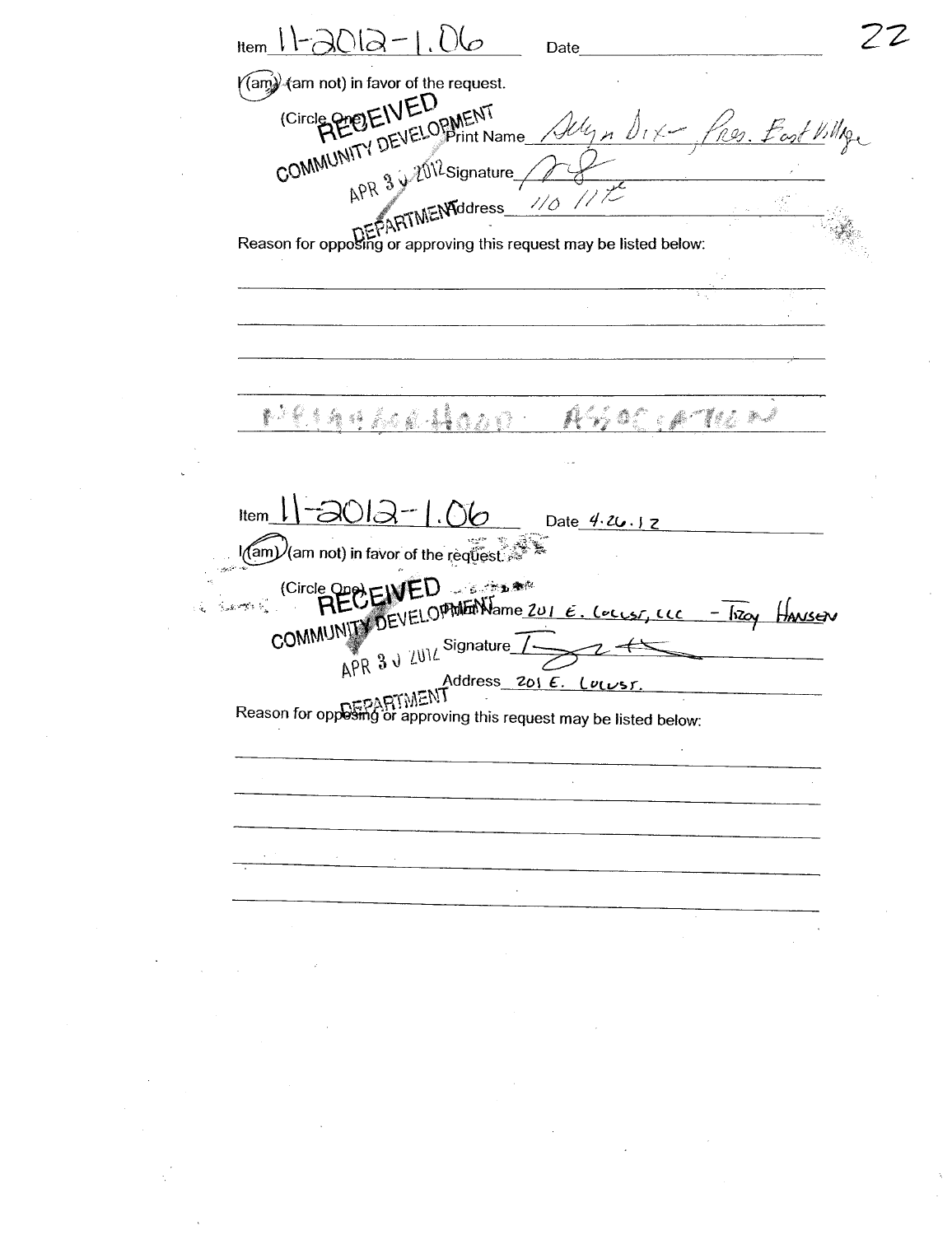Item 11-2012-1.06 Date

I (am) (am not) in favor of the request.

(Circle One)

RECEIVED
COMMUNITY DEVELOPMENT
APR 30 2012
DEPARTMENT

Print Name Allyn Dix - Pres. East Village

Signature

Address 110 11th

Reason for opposing or approving this request may be listed below:

NEIGHBORHOOD ASSOCIATION

---

Item 11-2012-1.06 Date 4.26.12

I (am) (am not) in favor of the request.

(Circle One)

RECEIVED
COMMUNITY DEVELOPMENT
APR 30 2012
DEPARTMENT

Print Name 201 E. Locust, LLC - Troy Hansen

Signature

Address 201 E. Locust.

Reason for opposing or approving this request may be listed below: